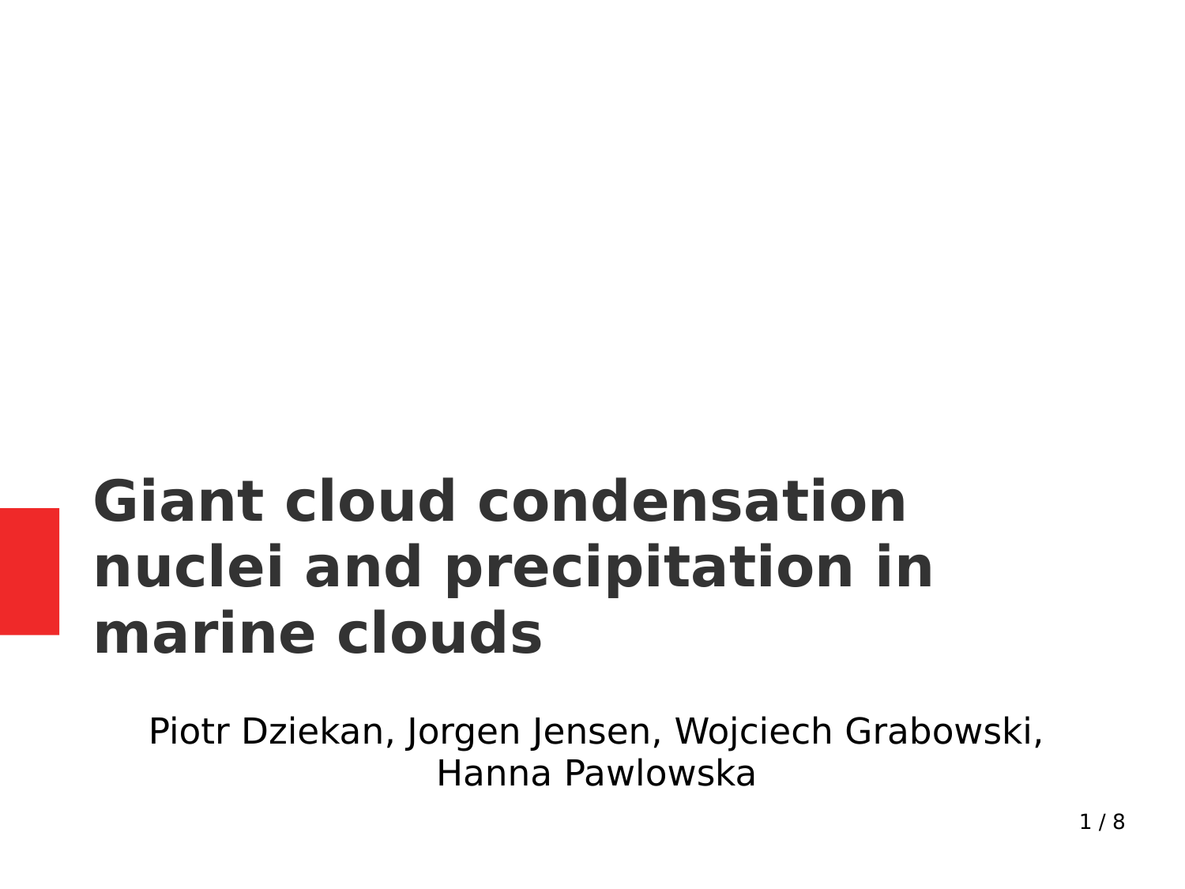# Giant cloud condensation nuclei and precipitation in marine clouds

Piotr Dziekan, Jorgen Jensen, Wojciech Grabowski, Hanna Pawlowska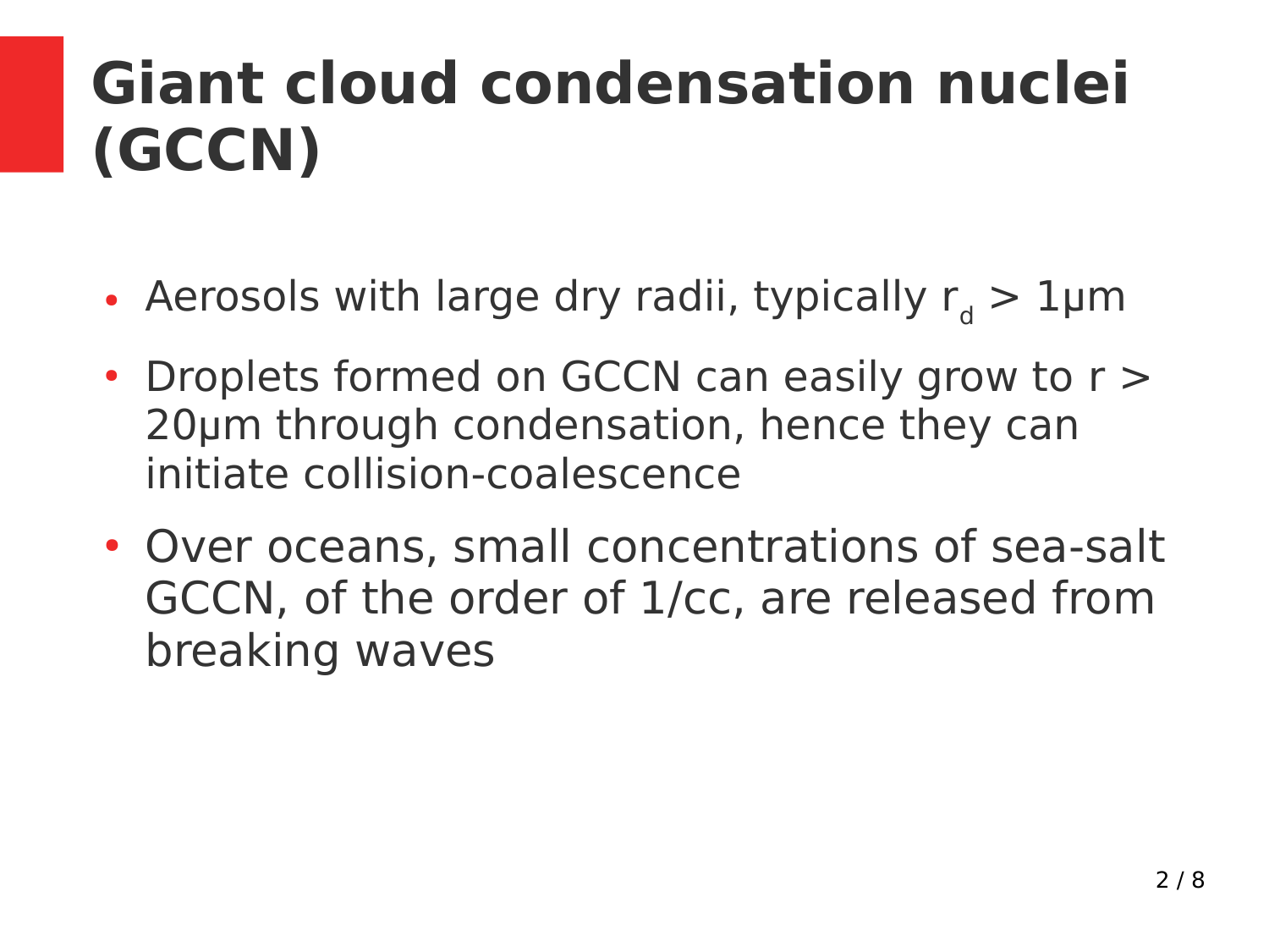# Giant cloud condensation nuclei (GCCN)

- Aerosols with large dry radii, typically $r_d$ > 1μm
- Droplets formed on GCCN can easily grow to r > 20μm through condensation, hence they can initiate collision-coalescence
- Over oceans, small concentrations of sea-salt GCCN, of the order of 1/cc, are released from breaking waves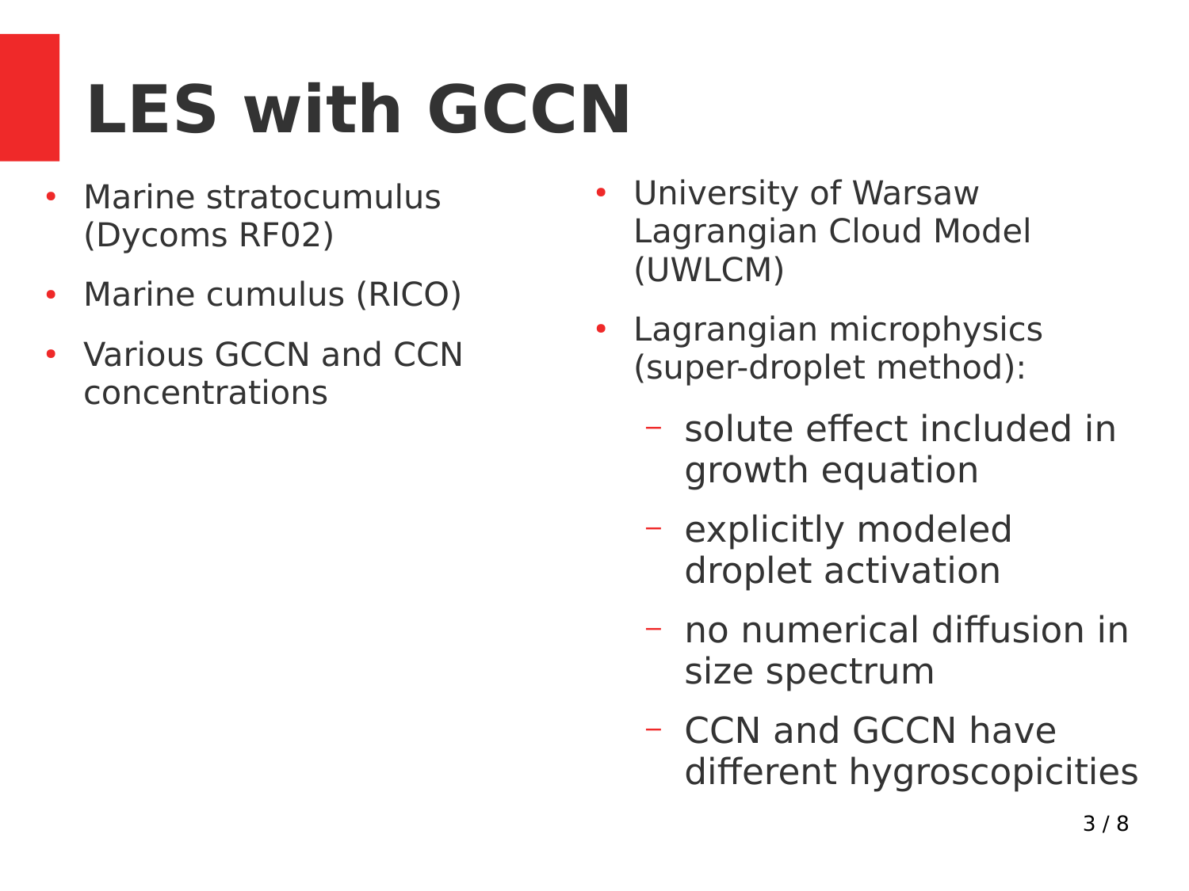# LES with GCCN

- Marine stratocumulus (Dycoms RF02)
- Marine cumulus (RICO)
- Various GCCN and CCN concentrations

- University of Warsaw Lagrangian Cloud Model (UWLCM)
- Lagrangian microphysics (super-droplet method):
  - solute effect included in growth equation
  - explicitly modeled droplet activation
  - no numerical diffusion in size spectrum
  - CCN and GCCN have different hygroscopicities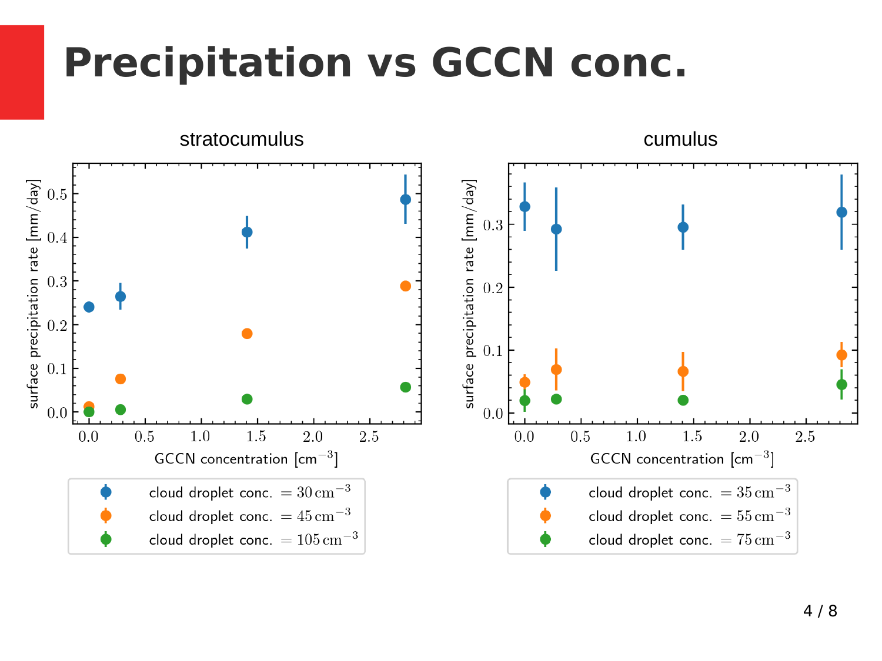# Precipitation vs GCCN conc.

### stratocumulus

surface precipitation rate [mm/day] vs GCCN concentration [$cm^{-3}$]

- cloud droplet conc. $= 30\,\mathrm{cm}^{-3}$
- cloud droplet conc. $= 45\,\mathrm{cm}^{-3}$
- cloud droplet conc. $= 105\,\mathrm{cm}^{-3}$

### cumulus

surface precipitation rate [mm/day] vs GCCN concentration [$cm^{-3}$]

- cloud droplet conc. $= 35\,\mathrm{cm}^{-3}$
- cloud droplet conc. $= 55\,\mathrm{cm}^{-3}$
- cloud droplet conc. $= 75\,\mathrm{cm}^{-3}$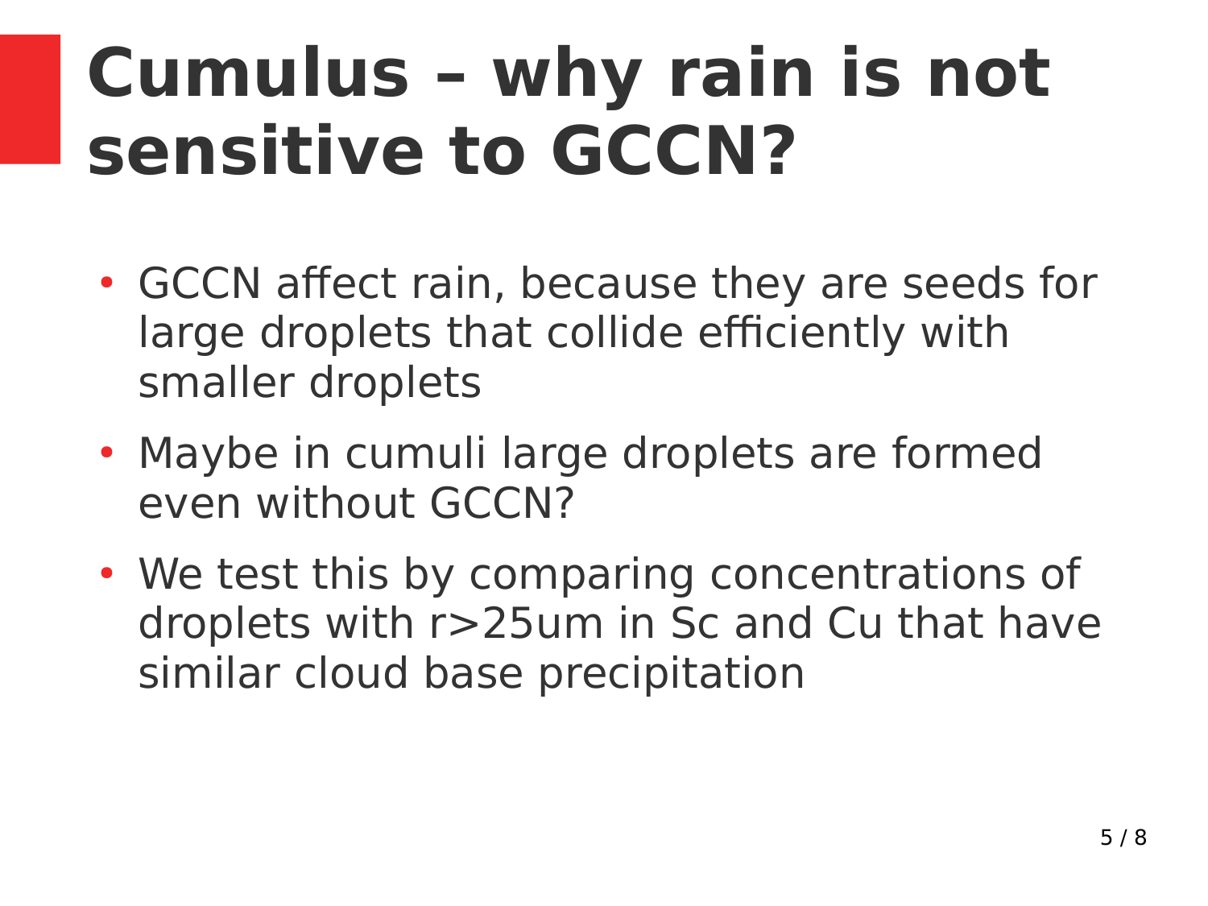# Cumulus – why rain is not sensitive to GCCN?

- GCCN affect rain, because they are seeds for large droplets that collide efficiently with smaller droplets
- Maybe in cumuli large droplets are formed even without GCCN?
- We test this by comparing concentrations of droplets with r>25um in Sc and Cu that have similar cloud base precipitation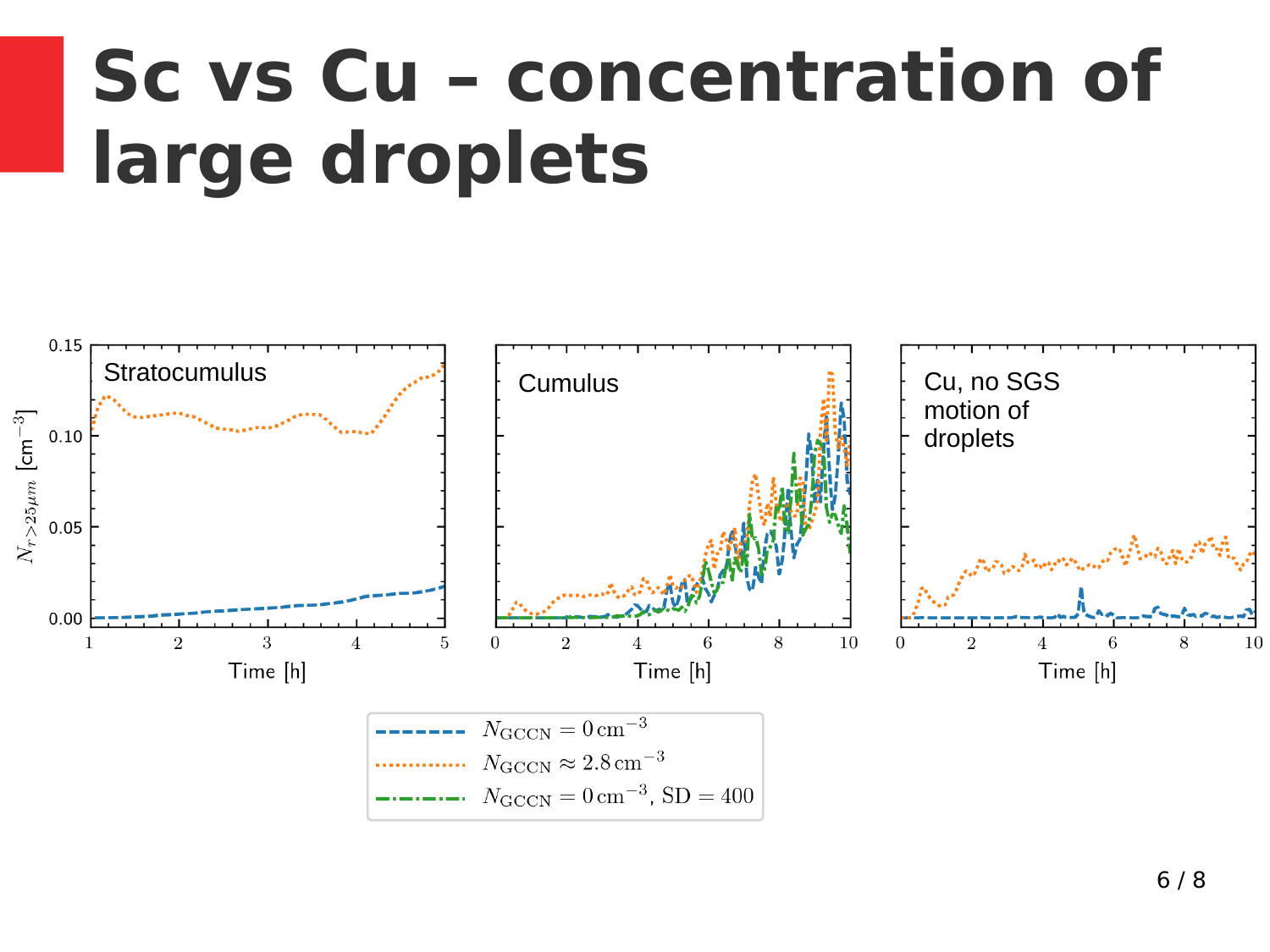# Sc vs Cu – concentration of large droplets

Stratocumulus

Cumulus

Cu, no SGS motion of droplets

$N_{r>25\mu m}$ [cm$^{-3}$]

Time [h]

$N_{\mathrm{GCCN}} = 0\,\mathrm{cm}^{-3}$

$N_{\mathrm{GCCN}} \approx 2.8\,\mathrm{cm}^{-3}$

$N_{\mathrm{GCCN}} = 0\,\mathrm{cm}^{-3}$, SD = 400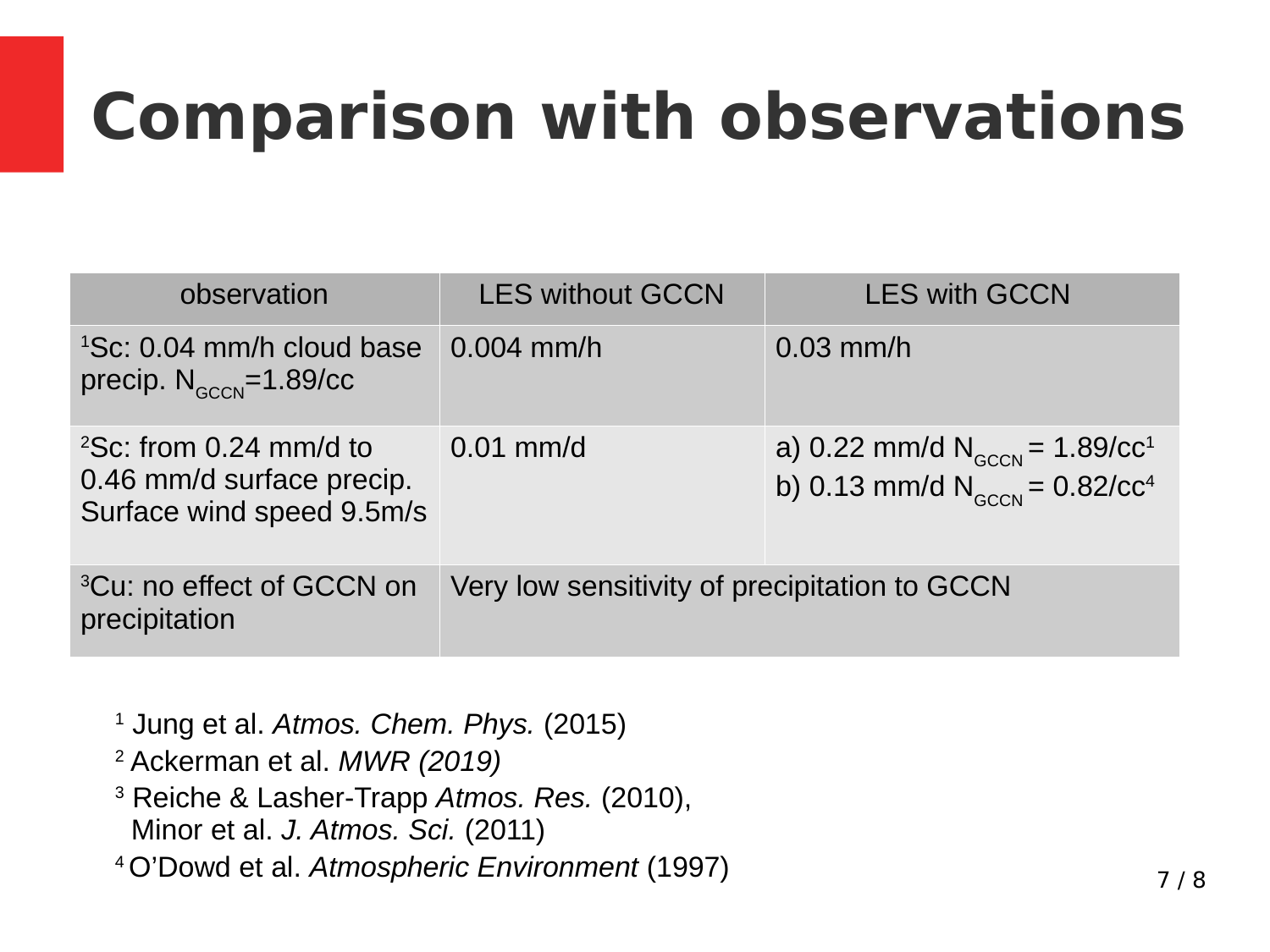# Comparison with observations

| observation | LES without GCCN | LES with GCCN |
|---|---|---|
| [1]Sc: 0.04 mm/h cloud base precip. $N_{GCCN}$=1.89/cc | 0.004 mm/h | 0.03 mm/h |
| [2]Sc: from 0.24 mm/d to 0.46 mm/d surface precip. Surface wind speed 9.5m/s | 0.01 mm/d | a) 0.22 mm/d $N_{GCCN}$ = 1.89/cc[1] b) 0.13 mm/d $N_{GCCN}$ = 0.82/cc[4] |
| [3]Cu: no effect of GCCN on precipitation | Very low sensitivity of precipitation to GCCN | |

[1] Jung et al. *Atmos. Chem. Phys.* (2015)

[2] Ackerman et al. *MWR (2019)*

[3] Reiche & Lasher-Trapp *Atmos. Res.* (2010), Minor et al. *J. Atmos. Sci.* (2011)

[4] O'Dowd et al. *Atmospheric Environment* (1997)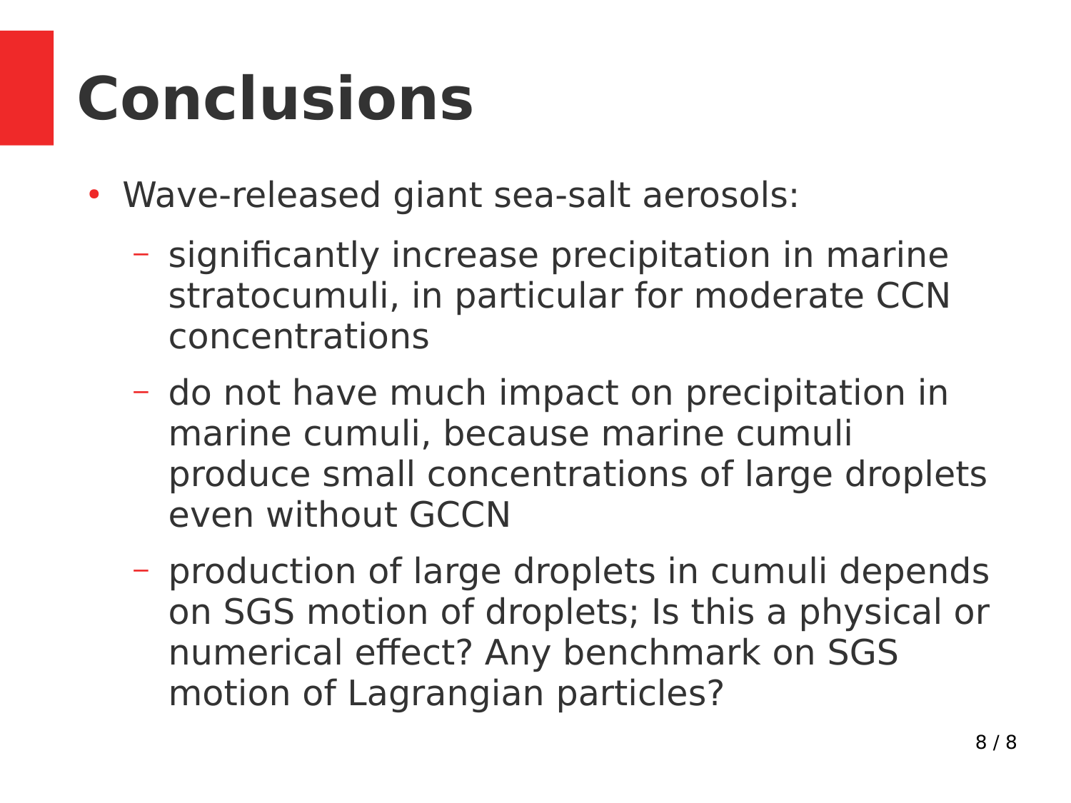# Conclusions

- Wave-released giant sea-salt aerosols:
  - significantly increase precipitation in marine stratocumuli, in particular for moderate CCN concentrations
  - do not have much impact on precipitation in marine cumuli, because marine cumuli produce small concentrations of large droplets even without GCCN
  - production of large droplets in cumuli depends on SGS motion of droplets; Is this a physical or numerical effect? Any benchmark on SGS motion of Lagrangian particles?